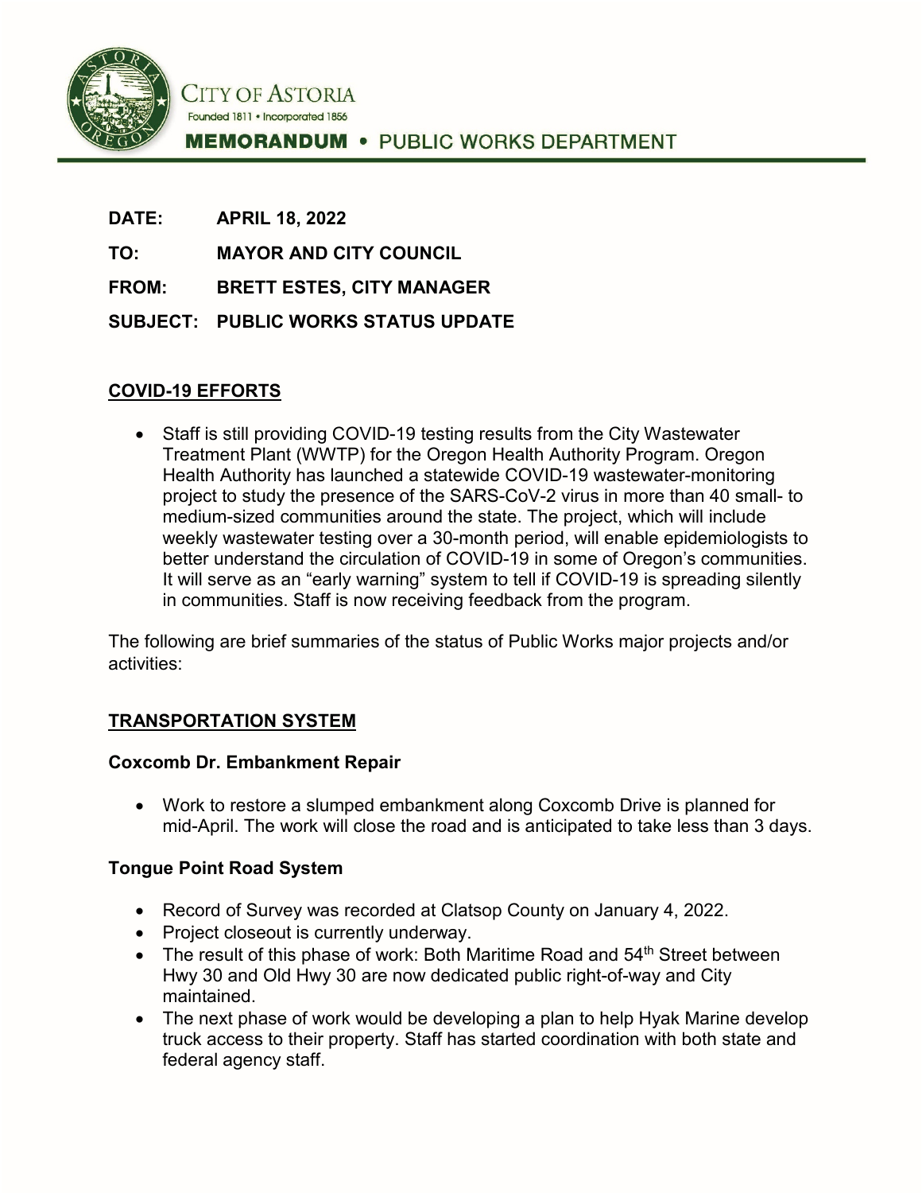CITY OF ASTORIA

Founded 1811 • Incorporated 1856

**MEMORANDUM • PUBLIC WORKS DEPARTMENT**

**DATE:** APRIL 18, 2022

**TO:** MAYOR AND CITY COUNCIL

**FROM:** BRETT ESTES, CITY MANAGER

**SUBJECT:** PUBLIC WORKS STATUS UPDATE

## COVID-19 EFFORTS

- Staff is still providing COVID-19 testing results from the City Wastewater Treatment Plant (WWTP) for the Oregon Health Authority Program. Oregon Health Authority has launched a statewide COVID-19 wastewater-monitoring project to study the presence of the SARS-CoV-2 virus in more than 40 small- to medium-sized communities around the state. The project, which will include weekly wastewater testing over a 30-month period, will enable epidemiologists to better understand the circulation of COVID-19 in some of Oregon's communities. It will serve as an "early warning" system to tell if COVID-19 is spreading silently in communities. Staff is now receiving feedback from the program.

The following are brief summaries of the status of Public Works major projects and/or activities:

## TRANSPORTATION SYSTEM

### Coxcomb Dr. Embankment Repair

- Work to restore a slumped embankment along Coxcomb Drive is planned for mid-April. The work will close the road and is anticipated to take less than 3 days.

### Tongue Point Road System

- Record of Survey was recorded at Clatsop County on January 4, 2022.
- Project closeout is currently underway.
- The result of this phase of work: Both Maritime Road and 54th Street between Hwy 30 and Old Hwy 30 are now dedicated public right-of-way and City maintained.
- The next phase of work would be developing a plan to help Hyak Marine develop truck access to their property. Staff has started coordination with both state and federal agency staff.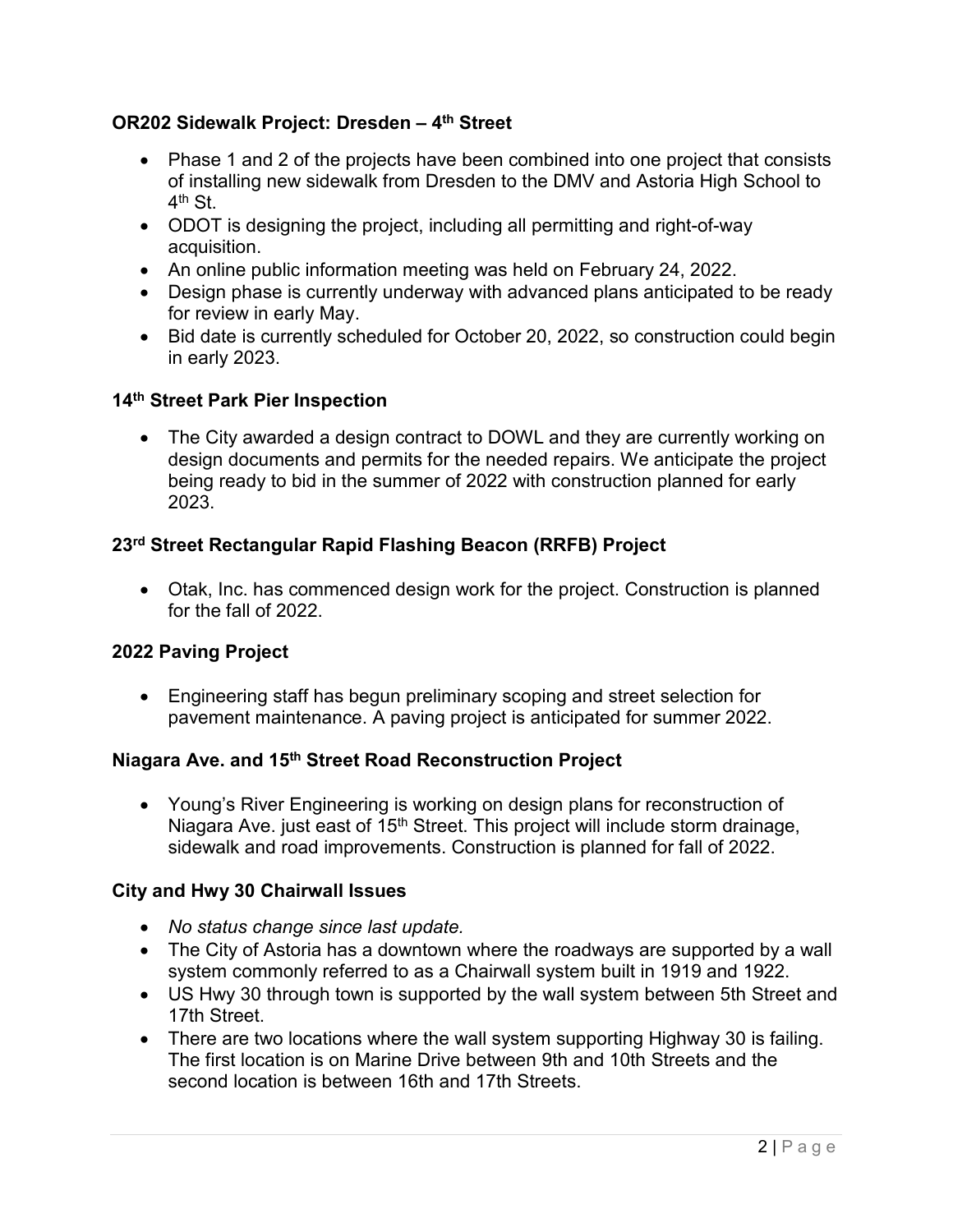### OR202 Sidewalk Project: Dresden – 4th Street

- Phase 1 and 2 of the projects have been combined into one project that consists of installing new sidewalk from Dresden to the DMV and Astoria High School to 4th St.
- ODOT is designing the project, including all permitting and right-of-way acquisition.
- An online public information meeting was held on February 24, 2022.
- Design phase is currently underway with advanced plans anticipated to be ready for review in early May.
- Bid date is currently scheduled for October 20, 2022, so construction could begin in early 2023.

### 14th Street Park Pier Inspection

- The City awarded a design contract to DOWL and they are currently working on design documents and permits for the needed repairs. We anticipate the project being ready to bid in the summer of 2022 with construction planned for early 2023.

### 23rd Street Rectangular Rapid Flashing Beacon (RRFB) Project

- Otak, Inc. has commenced design work for the project. Construction is planned for the fall of 2022.

### 2022 Paving Project

- Engineering staff has begun preliminary scoping and street selection for pavement maintenance. A paving project is anticipated for summer 2022.

### Niagara Ave. and 15th Street Road Reconstruction Project

- Young's River Engineering is working on design plans for reconstruction of Niagara Ave. just east of 15th Street. This project will include storm drainage, sidewalk and road improvements. Construction is planned for fall of 2022.

### City and Hwy 30 Chairwall Issues

- *No status change since last update.*
- The City of Astoria has a downtown where the roadways are supported by a wall system commonly referred to as a Chairwall system built in 1919 and 1922.
- US Hwy 30 through town is supported by the wall system between 5th Street and 17th Street.
- There are two locations where the wall system supporting Highway 30 is failing. The first location is on Marine Drive between 9th and 10th Streets and the second location is between 16th and 17th Streets.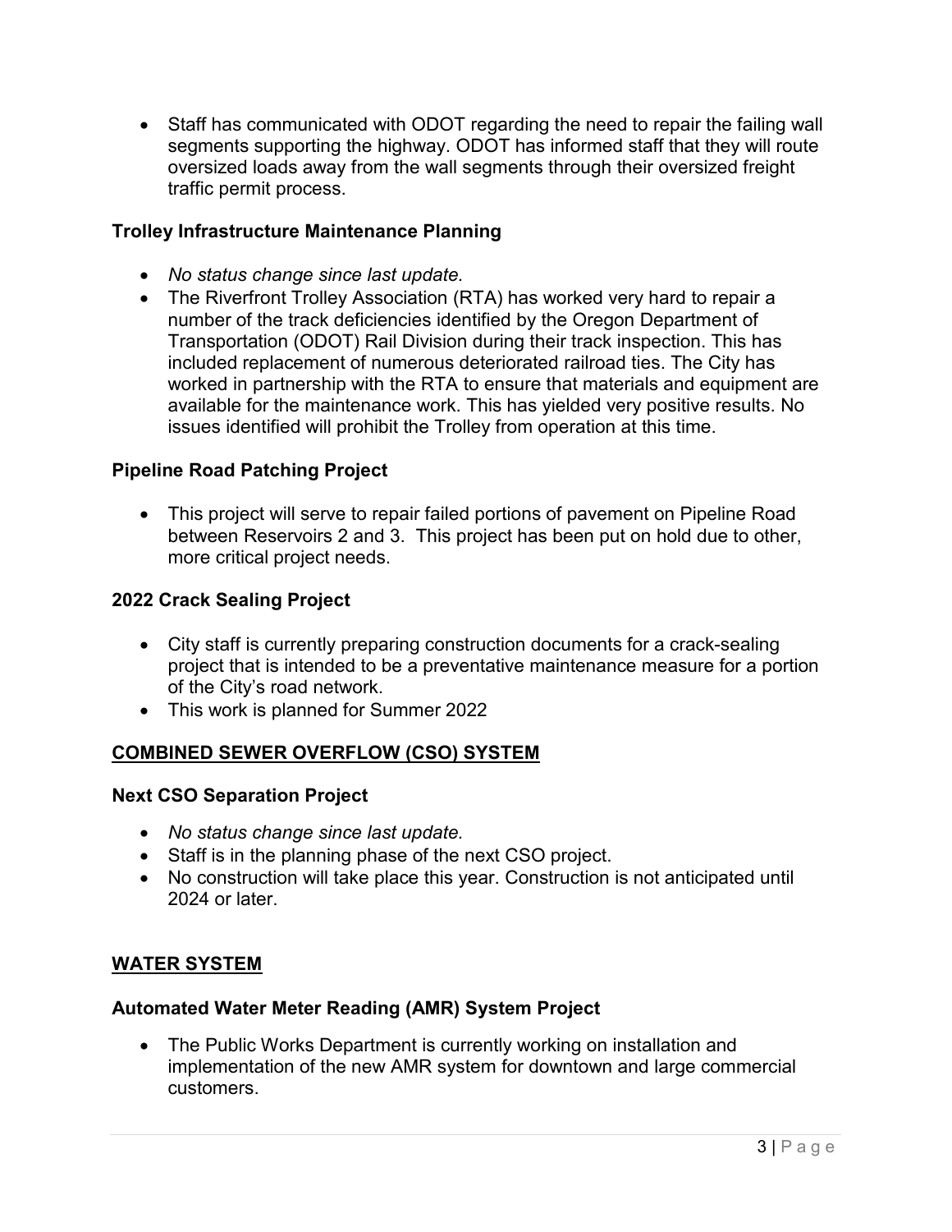- Staff has communicated with ODOT regarding the need to repair the failing wall segments supporting the highway. ODOT has informed staff that they will route oversized loads away from the wall segments through their oversized freight traffic permit process.

### Trolley Infrastructure Maintenance Planning

- *No status change since last update.*
- The Riverfront Trolley Association (RTA) has worked very hard to repair a number of the track deficiencies identified by the Oregon Department of Transportation (ODOT) Rail Division during their track inspection. This has included replacement of numerous deteriorated railroad ties. The City has worked in partnership with the RTA to ensure that materials and equipment are available for the maintenance work. This has yielded very positive results. No issues identified will prohibit the Trolley from operation at this time.

### Pipeline Road Patching Project

- This project will serve to repair failed portions of pavement on Pipeline Road between Reservoirs 2 and 3. This project has been put on hold due to other, more critical project needs.

### 2022 Crack Sealing Project

- City staff is currently preparing construction documents for a crack-sealing project that is intended to be a preventative maintenance measure for a portion of the City's road network.
- This work is planned for Summer 2022

## <u>COMBINED SEWER OVERFLOW (CSO) SYSTEM</u>

### Next CSO Separation Project

- *No status change since last update.*
- Staff is in the planning phase of the next CSO project.
- No construction will take place this year. Construction is not anticipated until 2024 or later.

## <u>WATER SYSTEM</u>

### Automated Water Meter Reading (AMR) System Project

- The Public Works Department is currently working on installation and implementation of the new AMR system for downtown and large commercial customers.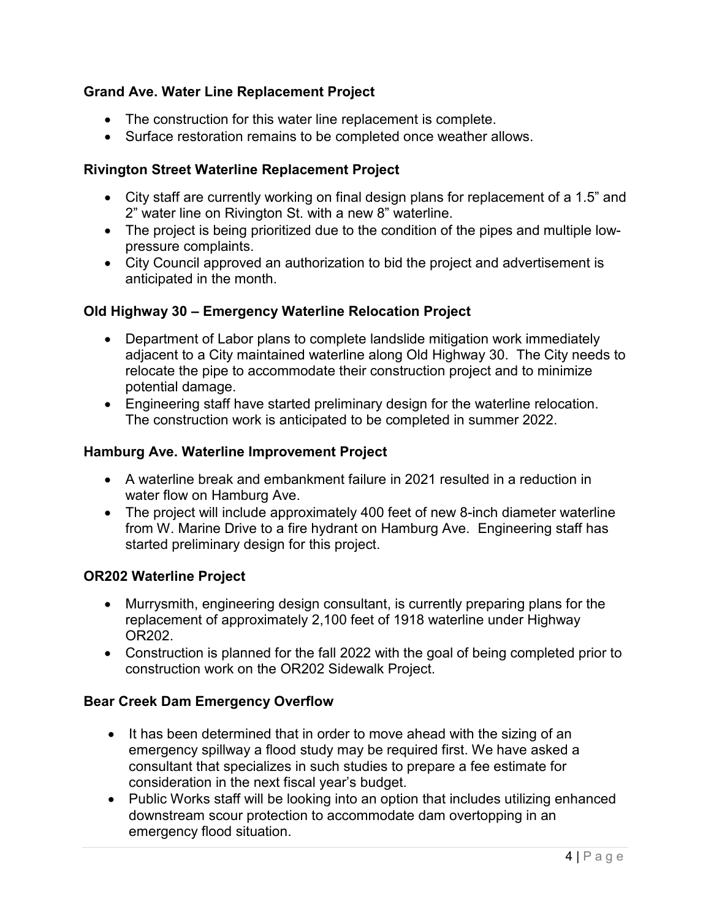### Grand Ave. Water Line Replacement Project

- The construction for this water line replacement is complete.
- Surface restoration remains to be completed once weather allows.

### Rivington Street Waterline Replacement Project

- City staff are currently working on final design plans for replacement of a 1.5" and 2" water line on Rivington St. with a new 8" waterline.
- The project is being prioritized due to the condition of the pipes and multiple low-pressure complaints.
- City Council approved an authorization to bid the project and advertisement is anticipated in the month.

### Old Highway 30 – Emergency Waterline Relocation Project

- Department of Labor plans to complete landslide mitigation work immediately adjacent to a City maintained waterline along Old Highway 30. The City needs to relocate the pipe to accommodate their construction project and to minimize potential damage.
- Engineering staff have started preliminary design for the waterline relocation. The construction work is anticipated to be completed in summer 2022.

### Hamburg Ave. Waterline Improvement Project

- A waterline break and embankment failure in 2021 resulted in a reduction in water flow on Hamburg Ave.
- The project will include approximately 400 feet of new 8-inch diameter waterline from W. Marine Drive to a fire hydrant on Hamburg Ave. Engineering staff has started preliminary design for this project.

### OR202 Waterline Project

- Murrysmith, engineering design consultant, is currently preparing plans for the replacement of approximately 2,100 feet of 1918 waterline under Highway OR202.
- Construction is planned for the fall 2022 with the goal of being completed prior to construction work on the OR202 Sidewalk Project.

### Bear Creek Dam Emergency Overflow

- It has been determined that in order to move ahead with the sizing of an emergency spillway a flood study may be required first. We have asked a consultant that specializes in such studies to prepare a fee estimate for consideration in the next fiscal year's budget.
- Public Works staff will be looking into an option that includes utilizing enhanced downstream scour protection to accommodate dam overtopping in an emergency flood situation.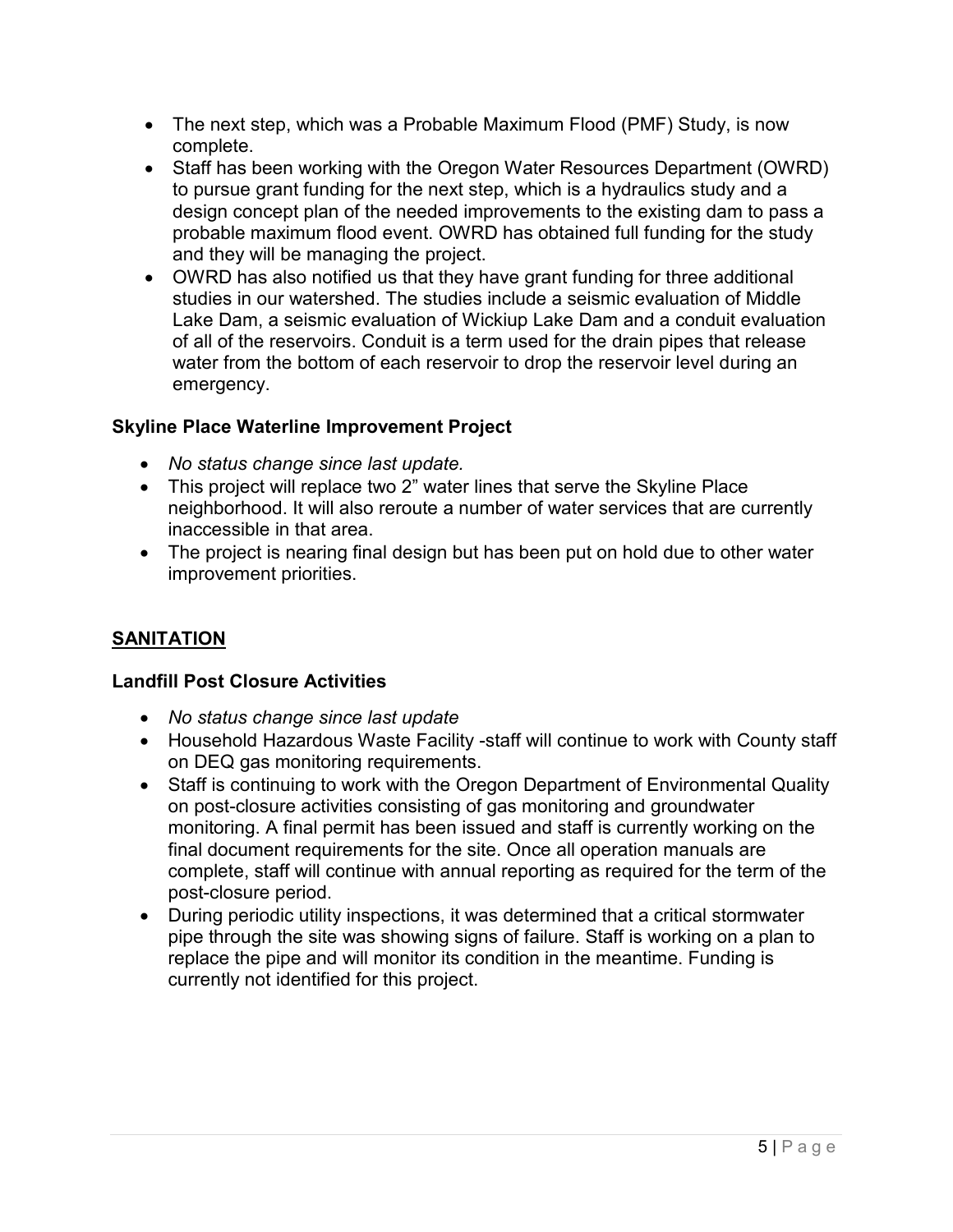- The next step, which was a Probable Maximum Flood (PMF) Study, is now complete.
- Staff has been working with the Oregon Water Resources Department (OWRD) to pursue grant funding for the next step, which is a hydraulics study and a design concept plan of the needed improvements to the existing dam to pass a probable maximum flood event. OWRD has obtained full funding for the study and they will be managing the project.
- OWRD has also notified us that they have grant funding for three additional studies in our watershed. The studies include a seismic evaluation of Middle Lake Dam, a seismic evaluation of Wickiup Lake Dam and a conduit evaluation of all of the reservoirs. Conduit is a term used for the drain pipes that release water from the bottom of each reservoir to drop the reservoir level during an emergency.

**Skyline Place Waterline Improvement Project**

- *No status change since last update.*
- This project will replace two 2" water lines that serve the Skyline Place neighborhood. It will also reroute a number of water services that are currently inaccessible in that area.
- The project is nearing final design but has been put on hold due to other water improvement priorities.

## **SANITATION**

**Landfill Post Closure Activities**

- *No status change since last update*
- Household Hazardous Waste Facility -staff will continue to work with County staff on DEQ gas monitoring requirements.
- Staff is continuing to work with the Oregon Department of Environmental Quality on post-closure activities consisting of gas monitoring and groundwater monitoring. A final permit has been issued and staff is currently working on the final document requirements for the site. Once all operation manuals are complete, staff will continue with annual reporting as required for the term of the post-closure period.
- During periodic utility inspections, it was determined that a critical stormwater pipe through the site was showing signs of failure. Staff is working on a plan to replace the pipe and will monitor its condition in the meantime. Funding is currently not identified for this project.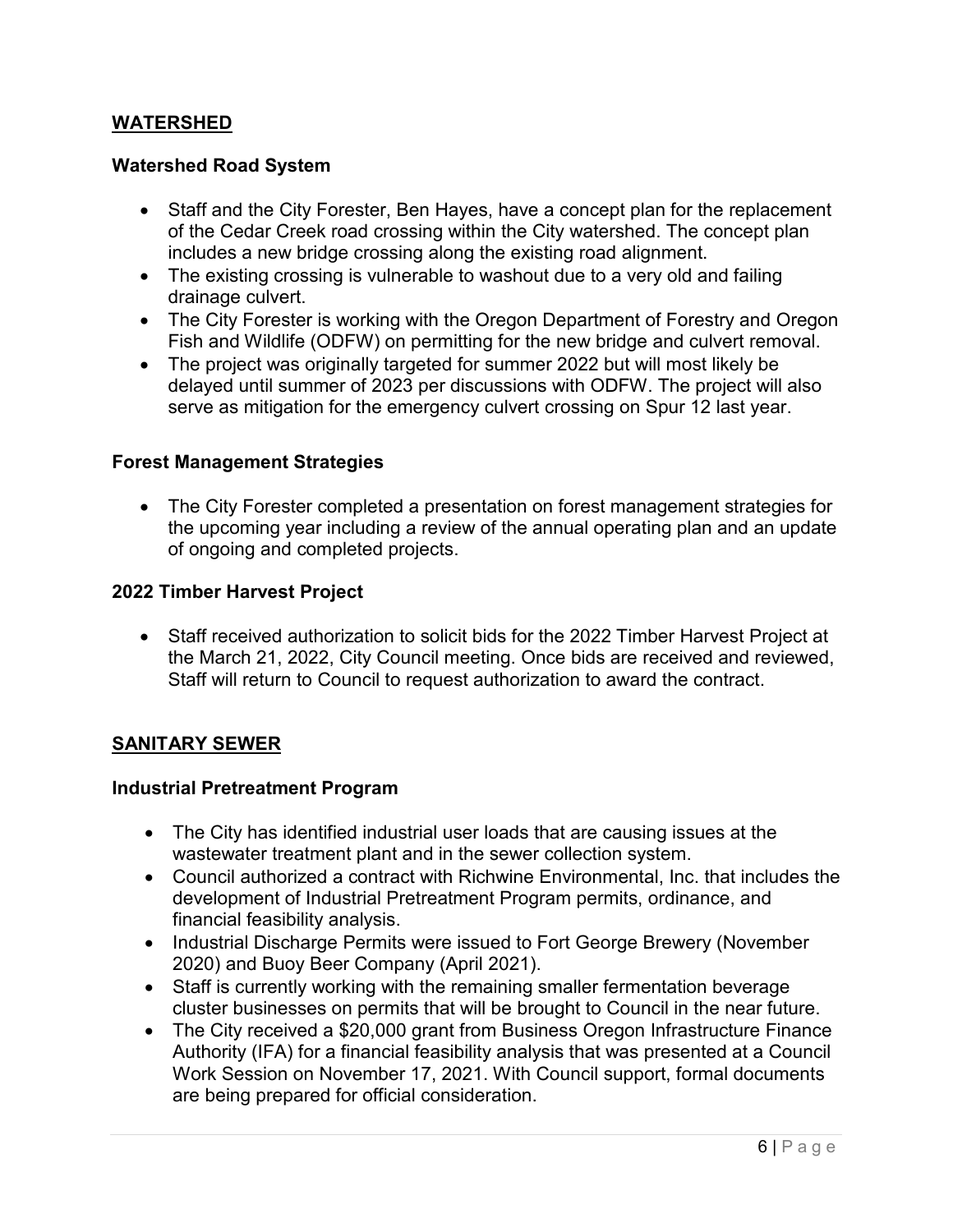## WATERSHED

### Watershed Road System

- Staff and the City Forester, Ben Hayes, have a concept plan for the replacement of the Cedar Creek road crossing within the City watershed. The concept plan includes a new bridge crossing along the existing road alignment.
- The existing crossing is vulnerable to washout due to a very old and failing drainage culvert.
- The City Forester is working with the Oregon Department of Forestry and Oregon Fish and Wildlife (ODFW) on permitting for the new bridge and culvert removal.
- The project was originally targeted for summer 2022 but will most likely be delayed until summer of 2023 per discussions with ODFW. The project will also serve as mitigation for the emergency culvert crossing on Spur 12 last year.

### Forest Management Strategies

- The City Forester completed a presentation on forest management strategies for the upcoming year including a review of the annual operating plan and an update of ongoing and completed projects.

### 2022 Timber Harvest Project

- Staff received authorization to solicit bids for the 2022 Timber Harvest Project at the March 21, 2022, City Council meeting. Once bids are received and reviewed, Staff will return to Council to request authorization to award the contract.

## SANITARY SEWER

### Industrial Pretreatment Program

- The City has identified industrial user loads that are causing issues at the wastewater treatment plant and in the sewer collection system.
- Council authorized a contract with Richwine Environmental, Inc. that includes the development of Industrial Pretreatment Program permits, ordinance, and financial feasibility analysis.
- Industrial Discharge Permits were issued to Fort George Brewery (November 2020) and Buoy Beer Company (April 2021).
- Staff is currently working with the remaining smaller fermentation beverage cluster businesses on permits that will be brought to Council in the near future.
- The City received a $20,000 grant from Business Oregon Infrastructure Finance Authority (IFA) for a financial feasibility analysis that was presented at a Council Work Session on November 17, 2021. With Council support, formal documents are being prepared for official consideration.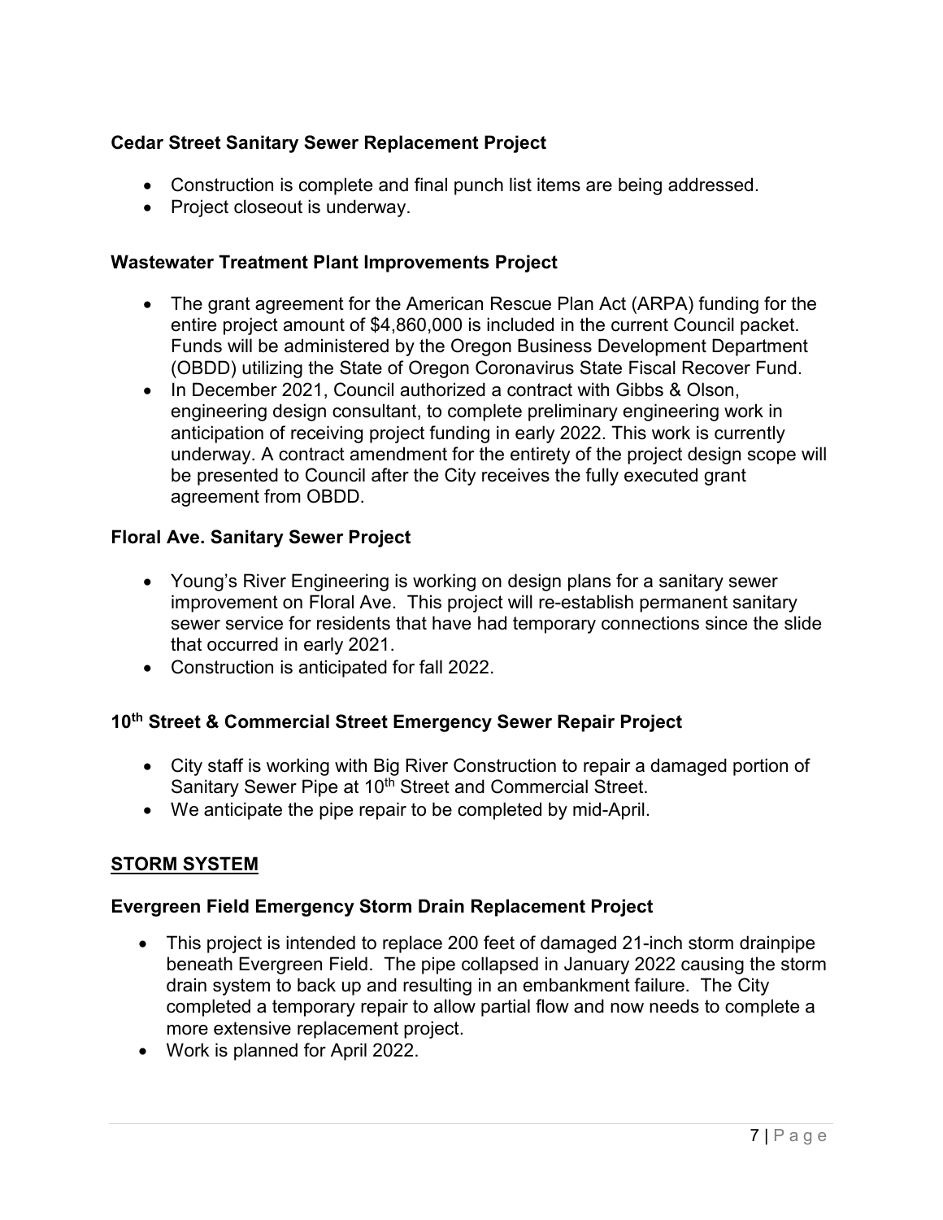### Cedar Street Sanitary Sewer Replacement Project

- Construction is complete and final punch list items are being addressed.
- Project closeout is underway.

### Wastewater Treatment Plant Improvements Project

- The grant agreement for the American Rescue Plan Act (ARPA) funding for the entire project amount of $4,860,000 is included in the current Council packet. Funds will be administered by the Oregon Business Development Department (OBDD) utilizing the State of Oregon Coronavirus State Fiscal Recover Fund.
- In December 2021, Council authorized a contract with Gibbs & Olson, engineering design consultant, to complete preliminary engineering work in anticipation of receiving project funding in early 2022. This work is currently underway. A contract amendment for the entirety of the project design scope will be presented to Council after the City receives the fully executed grant agreement from OBDD.

### Floral Ave. Sanitary Sewer Project

- Young's River Engineering is working on design plans for a sanitary sewer improvement on Floral Ave. This project will re-establish permanent sanitary sewer service for residents that have had temporary connections since the slide that occurred in early 2021.
- Construction is anticipated for fall 2022.

### 10th Street & Commercial Street Emergency Sewer Repair Project

- City staff is working with Big River Construction to repair a damaged portion of Sanitary Sewer Pipe at 10th Street and Commercial Street.
- We anticipate the pipe repair to be completed by mid-April.

## STORM SYSTEM

### Evergreen Field Emergency Storm Drain Replacement Project

- This project is intended to replace 200 feet of damaged 21-inch storm drainpipe beneath Evergreen Field. The pipe collapsed in January 2022 causing the storm drain system to back up and resulting in an embankment failure. The City completed a temporary repair to allow partial flow and now needs to complete a more extensive replacement project.
- Work is planned for April 2022.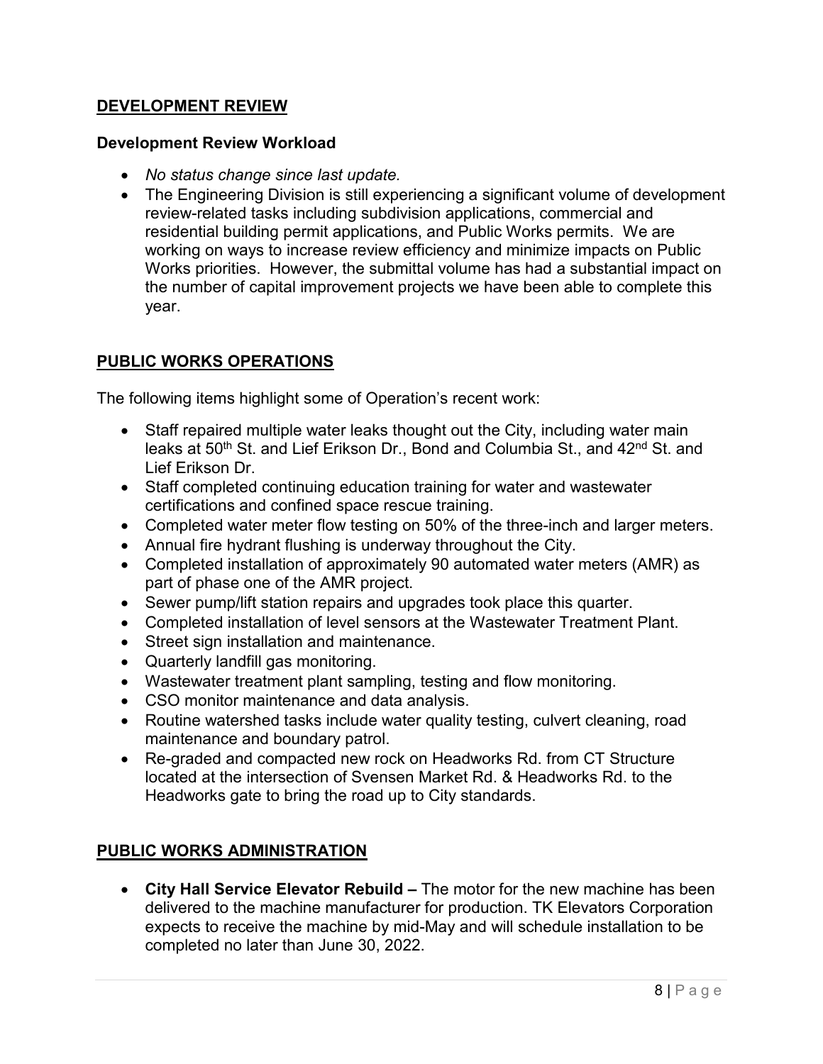## DEVELOPMENT REVIEW

### Development Review Workload

- *No status change since last update.*
- The Engineering Division is still experiencing a significant volume of development review-related tasks including subdivision applications, commercial and residential building permit applications, and Public Works permits. We are working on ways to increase review efficiency and minimize impacts on Public Works priorities. However, the submittal volume has had a substantial impact on the number of capital improvement projects we have been able to complete this year.

## PUBLIC WORKS OPERATIONS

The following items highlight some of Operation's recent work:

- Staff repaired multiple water leaks thought out the City, including water main leaks at 50th St. and Lief Erikson Dr., Bond and Columbia St., and 42nd St. and Lief Erikson Dr.
- Staff completed continuing education training for water and wastewater certifications and confined space rescue training.
- Completed water meter flow testing on 50% of the three-inch and larger meters.
- Annual fire hydrant flushing is underway throughout the City.
- Completed installation of approximately 90 automated water meters (AMR) as part of phase one of the AMR project.
- Sewer pump/lift station repairs and upgrades took place this quarter.
- Completed installation of level sensors at the Wastewater Treatment Plant.
- Street sign installation and maintenance.
- Quarterly landfill gas monitoring.
- Wastewater treatment plant sampling, testing and flow monitoring.
- CSO monitor maintenance and data analysis.
- Routine watershed tasks include water quality testing, culvert cleaning, road maintenance and boundary patrol.
- Re-graded and compacted new rock on Headworks Rd. from CT Structure located at the intersection of Svensen Market Rd. & Headworks Rd. to the Headworks gate to bring the road up to City standards.

## PUBLIC WORKS ADMINISTRATION

- **City Hall Service Elevator Rebuild –** The motor for the new machine has been delivered to the machine manufacturer for production. TK Elevators Corporation expects to receive the machine by mid-May and will schedule installation to be completed no later than June 30, 2022.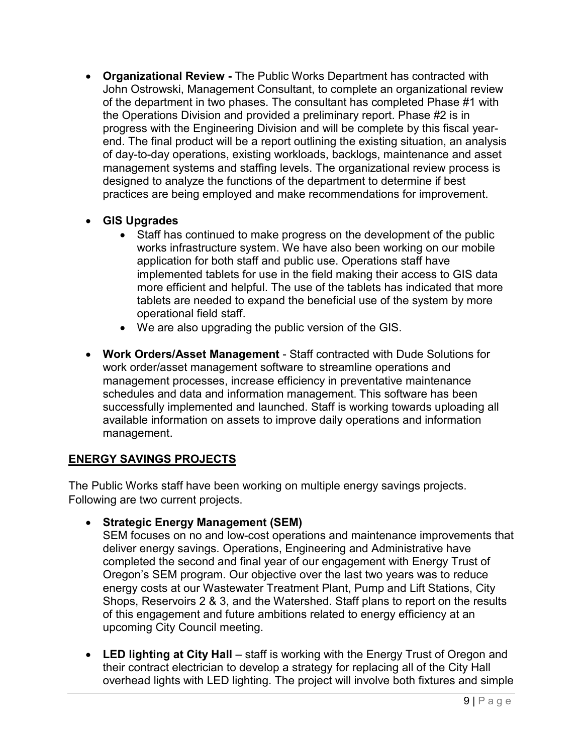- **Organizational Review -** The Public Works Department has contracted with John Ostrowski, Management Consultant, to complete an organizational review of the department in two phases. The consultant has completed Phase #1 with the Operations Division and provided a preliminary report. Phase #2 is in progress with the Engineering Division and will be complete by this fiscal year-end. The final product will be a report outlining the existing situation, an analysis of day-to-day operations, existing workloads, backlogs, maintenance and asset management systems and staffing levels. The organizational review process is designed to analyze the functions of the department to determine if best practices are being employed and make recommendations for improvement.

- **GIS Upgrades**
    - Staff has continued to make progress on the development of the public works infrastructure system. We have also been working on our mobile application for both staff and public use. Operations staff have implemented tablets for use in the field making their access to GIS data more efficient and helpful. The use of the tablets has indicated that more tablets are needed to expand the beneficial use of the system by more operational field staff.
    - We are also upgrading the public version of the GIS.

- **Work Orders/Asset Management** - Staff contracted with Dude Solutions for work order/asset management software to streamline operations and management processes, increase efficiency in preventative maintenance schedules and data and information management. This software has been successfully implemented and launched. Staff is working towards uploading all available information on assets to improve daily operations and information management.

## ENERGY SAVINGS PROJECTS

The Public Works staff have been working on multiple energy savings projects. Following are two current projects.

- **Strategic Energy Management (SEM)**
  SEM focuses on no and low-cost operations and maintenance improvements that deliver energy savings. Operations, Engineering and Administrative have completed the second and final year of our engagement with Energy Trust of Oregon's SEM program. Our objective over the last two years was to reduce energy costs at our Wastewater Treatment Plant, Pump and Lift Stations, City Shops, Reservoirs 2 & 3, and the Watershed. Staff plans to report on the results of this engagement and future ambitions related to energy efficiency at an upcoming City Council meeting.

- **LED lighting at City Hall** – staff is working with the Energy Trust of Oregon and their contract electrician to develop a strategy for replacing all of the City Hall overhead lights with LED lighting. The project will involve both fixtures and simple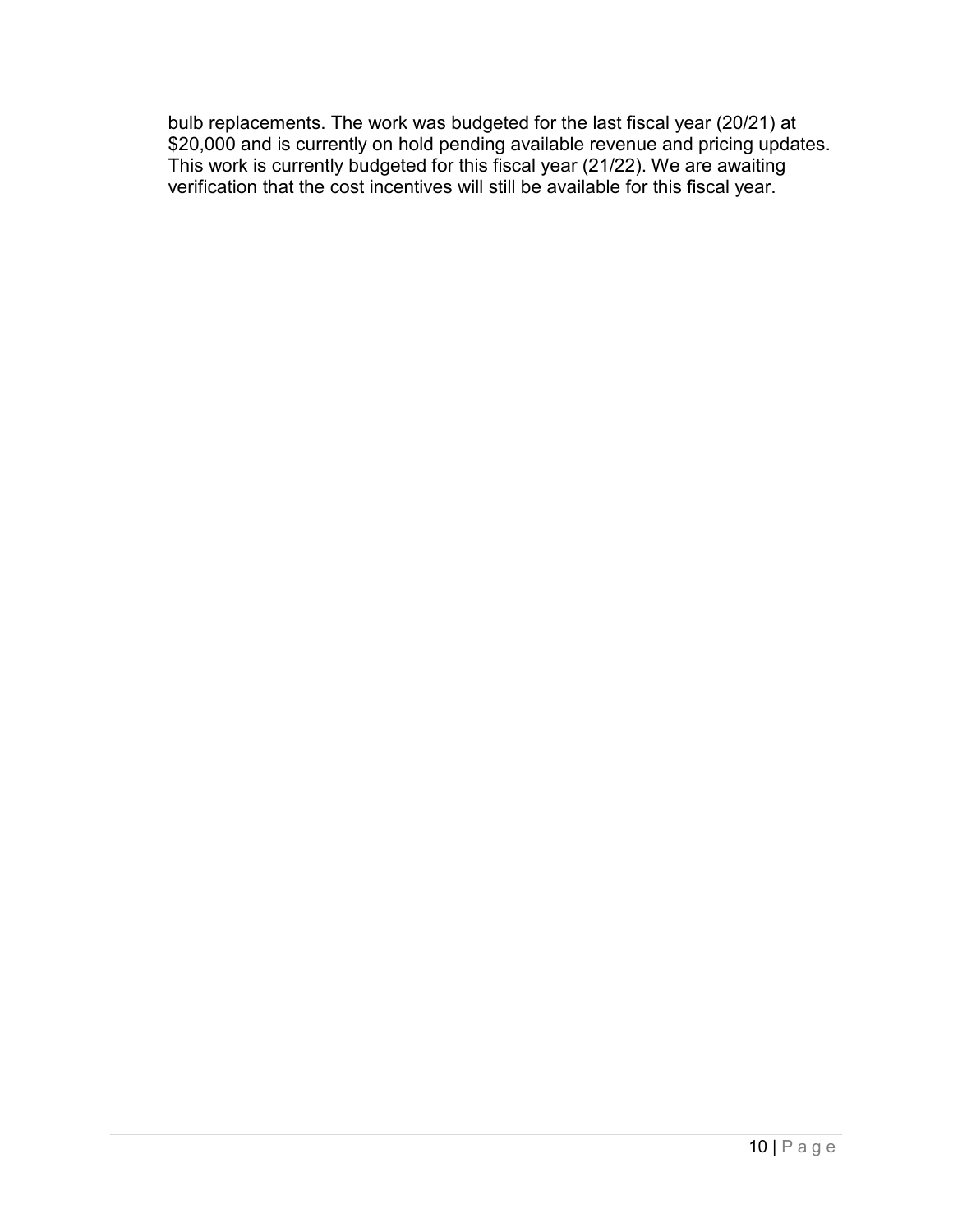bulb replacements. The work was budgeted for the last fiscal year (20/21) at $20,000 and is currently on hold pending available revenue and pricing updates. This work is currently budgeted for this fiscal year (21/22). We are awaiting verification that the cost incentives will still be available for this fiscal year.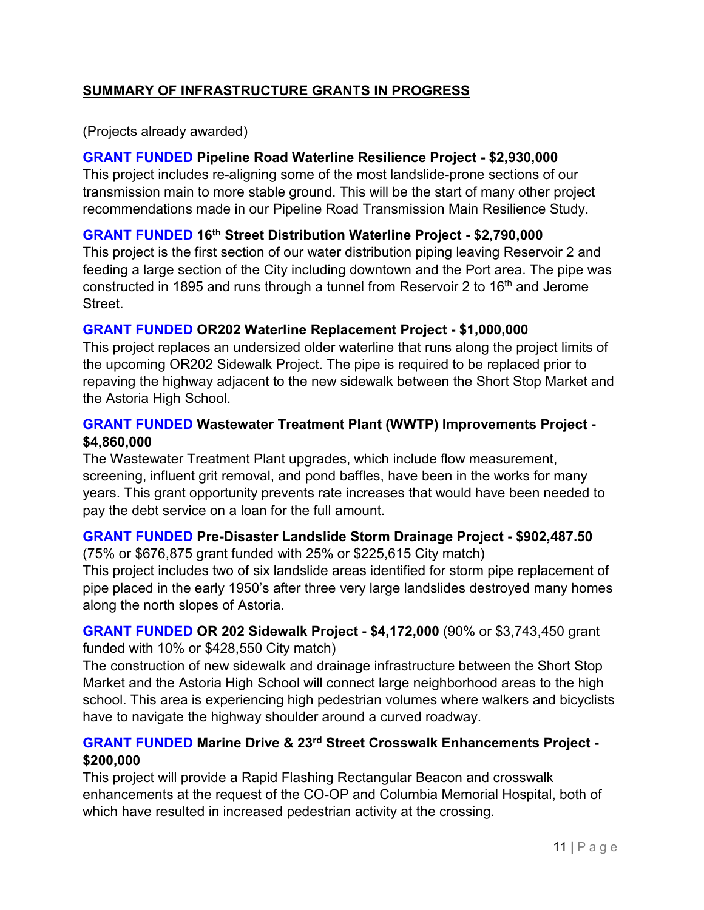## SUMMARY OF INFRASTRUCTURE GRANTS IN PROGRESS

(Projects already awarded)

**GRANT FUNDED Pipeline Road Waterline Resilience Project - $2,930,000**
This project includes re-aligning some of the most landslide-prone sections of our transmission main to more stable ground. This will be the start of many other project recommendations made in our Pipeline Road Transmission Main Resilience Study.

**GRANT FUNDED 16th Street Distribution Waterline Project - $2,790,000**
This project is the first section of our water distribution piping leaving Reservoir 2 and feeding a large section of the City including downtown and the Port area. The pipe was constructed in 1895 and runs through a tunnel from Reservoir 2 to 16th and Jerome Street.

**GRANT FUNDED OR202 Waterline Replacement Project - $1,000,000**
This project replaces an undersized older waterline that runs along the project limits of the upcoming OR202 Sidewalk Project. The pipe is required to be replaced prior to repaving the highway adjacent to the new sidewalk between the Short Stop Market and the Astoria High School.

**GRANT FUNDED Wastewater Treatment Plant (WWTP) Improvements Project - $4,860,000**
The Wastewater Treatment Plant upgrades, which include flow measurement, screening, influent grit removal, and pond baffles, have been in the works for many years. This grant opportunity prevents rate increases that would have been needed to pay the debt service on a loan for the full amount.

**GRANT FUNDED Pre-Disaster Landslide Storm Drainage Project - $902,487.50**
(75% or $676,875 grant funded with 25% or $225,615 City match)
This project includes two of six landslide areas identified for storm pipe replacement of pipe placed in the early 1950's after three very large landslides destroyed many homes along the north slopes of Astoria.

**GRANT FUNDED OR 202 Sidewalk Project - $4,172,000** (90% or $3,743,450 grant funded with 10% or $428,550 City match)
The construction of new sidewalk and drainage infrastructure between the Short Stop Market and the Astoria High School will connect large neighborhood areas to the high school. This area is experiencing high pedestrian volumes where walkers and bicyclists have to navigate the highway shoulder around a curved roadway.

**GRANT FUNDED Marine Drive & 23rd Street Crosswalk Enhancements Project - $200,000**
This project will provide a Rapid Flashing Rectangular Beacon and crosswalk enhancements at the request of the CO-OP and Columbia Memorial Hospital, both of which have resulted in increased pedestrian activity at the crossing.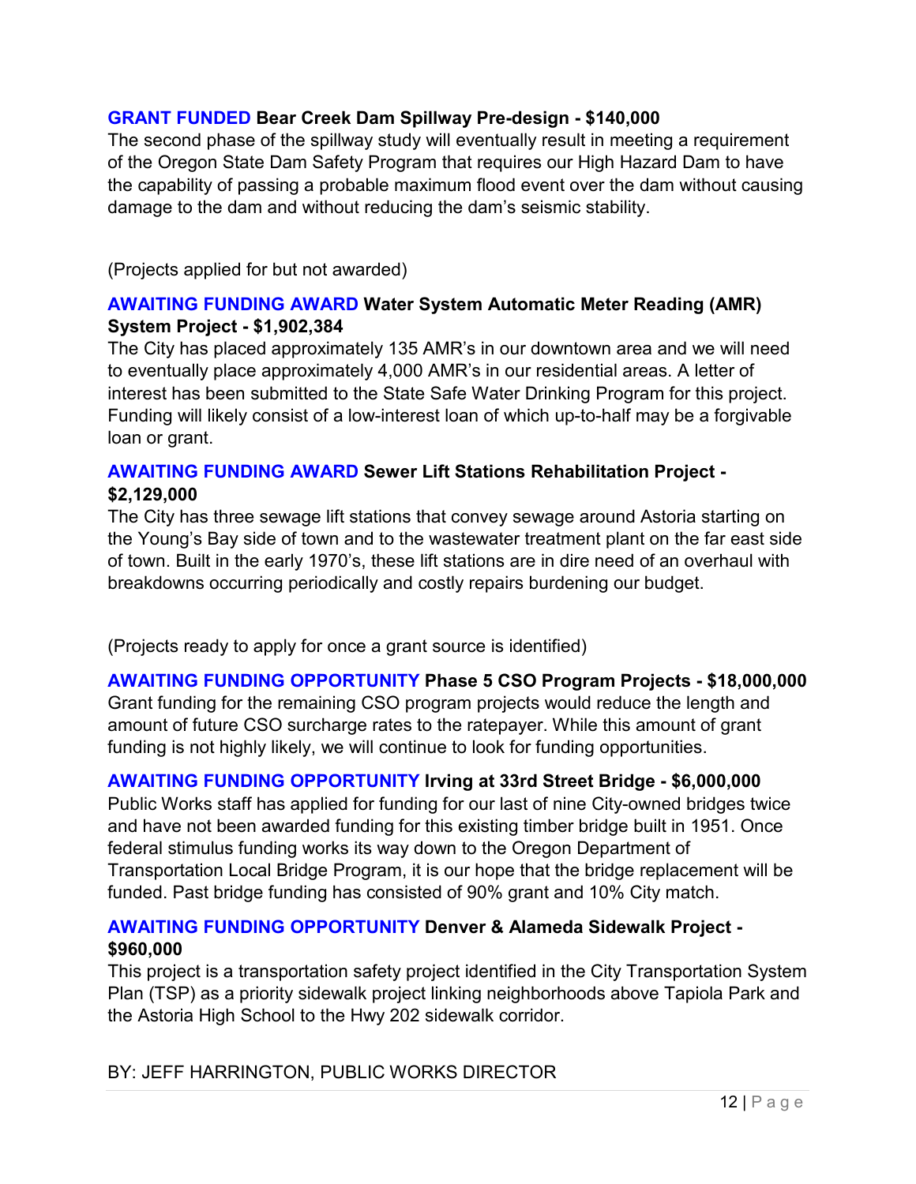**GRANT FUNDED Bear Creek Dam Spillway Pre-design - $140,000**

The second phase of the spillway study will eventually result in meeting a requirement of the Oregon State Dam Safety Program that requires our High Hazard Dam to have the capability of passing a probable maximum flood event over the dam without causing damage to the dam and without reducing the dam's seismic stability.

(Projects applied for but not awarded)

**AWAITING FUNDING AWARD Water System Automatic Meter Reading (AMR) System Project - $1,902,384**

The City has placed approximately 135 AMR's in our downtown area and we will need to eventually place approximately 4,000 AMR's in our residential areas. A letter of interest has been submitted to the State Safe Water Drinking Program for this project. Funding will likely consist of a low-interest loan of which up-to-half may be a forgivable loan or grant.

**AWAITING FUNDING AWARD Sewer Lift Stations Rehabilitation Project - $2,129,000**

The City has three sewage lift stations that convey sewage around Astoria starting on the Young's Bay side of town and to the wastewater treatment plant on the far east side of town. Built in the early 1970's, these lift stations are in dire need of an overhaul with breakdowns occurring periodically and costly repairs burdening our budget.

(Projects ready to apply for once a grant source is identified)

**AWAITING FUNDING OPPORTUNITY Phase 5 CSO Program Projects - $18,000,000**

Grant funding for the remaining CSO program projects would reduce the length and amount of future CSO surcharge rates to the ratepayer. While this amount of grant funding is not highly likely, we will continue to look for funding opportunities.

**AWAITING FUNDING OPPORTUNITY Irving at 33rd Street Bridge - $6,000,000**

Public Works staff has applied for funding for our last of nine City-owned bridges twice and have not been awarded funding for this existing timber bridge built in 1951. Once federal stimulus funding works its way down to the Oregon Department of Transportation Local Bridge Program, it is our hope that the bridge replacement will be funded. Past bridge funding has consisted of 90% grant and 10% City match.

**AWAITING FUNDING OPPORTUNITY Denver & Alameda Sidewalk Project - $960,000**

This project is a transportation safety project identified in the City Transportation System Plan (TSP) as a priority sidewalk project linking neighborhoods above Tapiola Park and the Astoria High School to the Hwy 202 sidewalk corridor.

BY: JEFF HARRINGTON, PUBLIC WORKS DIRECTOR